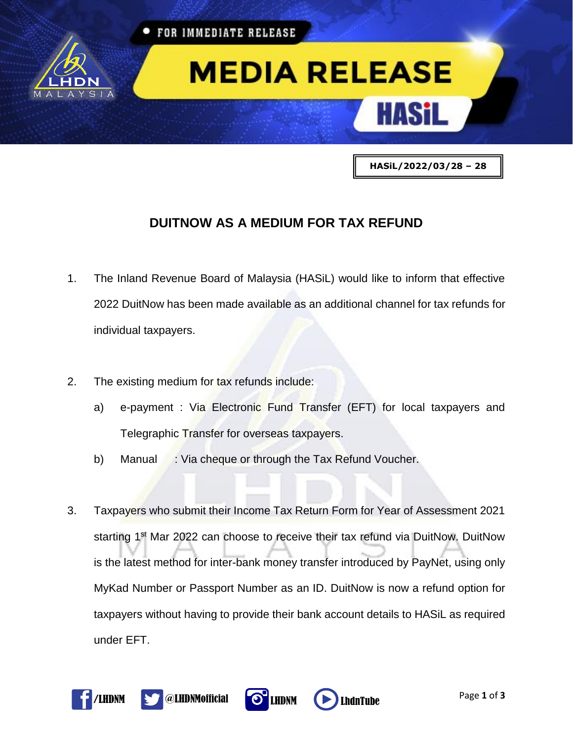**FOR IMMEDIATE RELEASE**

# MEDIA RELEASE

**HASiL**

**HASiL/2022/03/28 – 28**

## DUITNOW AS A MEDIUM FOR TAX REFUND

1. The Inland Revenue Board of Malaysia (HASiL) would like to inform that effective 2022 DuitNow has been made available as an additional channel for tax refunds for individual taxpayers.

2. The existing medium for tax refunds include:

   a) e-payment : Via Electronic Fund Transfer (EFT) for local taxpayers and Telegraphic Transfer for overseas taxpayers.

   b) Manual : Via cheque or through the Tax Refund Voucher.

3. Taxpayers who submit their Income Tax Return Form for Year of Assessment 2021 starting 1st Mar 2022 can choose to receive their tax refund via DuitNow. DuitNow is the latest method for inter-bank money transfer introduced by PayNet, using only MyKad Number or Passport Number as an ID. DuitNow is now a refund option for taxpayers without having to provide their bank account details to HASiL as required under EFT.

/LHDNM @LHDNMofficial LHDNM LhdnTube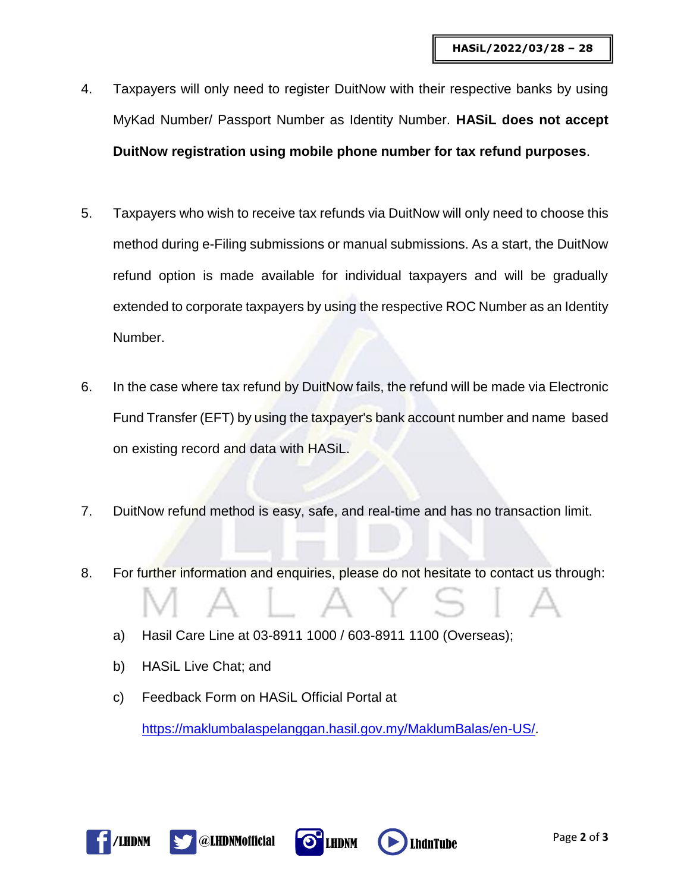HASiL/2022/03/28 – 28

4. Taxpayers will only need to register DuitNow with their respective banks by using MyKad Number/ Passport Number as Identity Number. **HASiL does not accept DuitNow registration using mobile phone number for tax refund purposes**.

5. Taxpayers who wish to receive tax refunds via DuitNow will only need to choose this method during e-Filing submissions or manual submissions. As a start, the DuitNow refund option is made available for individual taxpayers and will be gradually extended to corporate taxpayers by using the respective ROC Number as an Identity Number.

6. In the case where tax refund by DuitNow fails, the refund will be made via Electronic Fund Transfer (EFT) by using the taxpayer's bank account number and name based on existing record and data with HASiL.

7. DuitNow refund method is easy, safe, and real-time and has no transaction limit.

8. For further information and enquiries, please do not hesitate to contact us through:

   a) Hasil Care Line at 03-8911 1000 / 603-8911 1100 (Overseas);

   b) HASiL Live Chat; and

   c) Feedback Form on HASiL Official Portal at https://maklumbalaspelanggan.hasil.gov.my/MaklumBalas/en-US/.

/LHDNM @LHDNMofficial LHDNM LhdnTube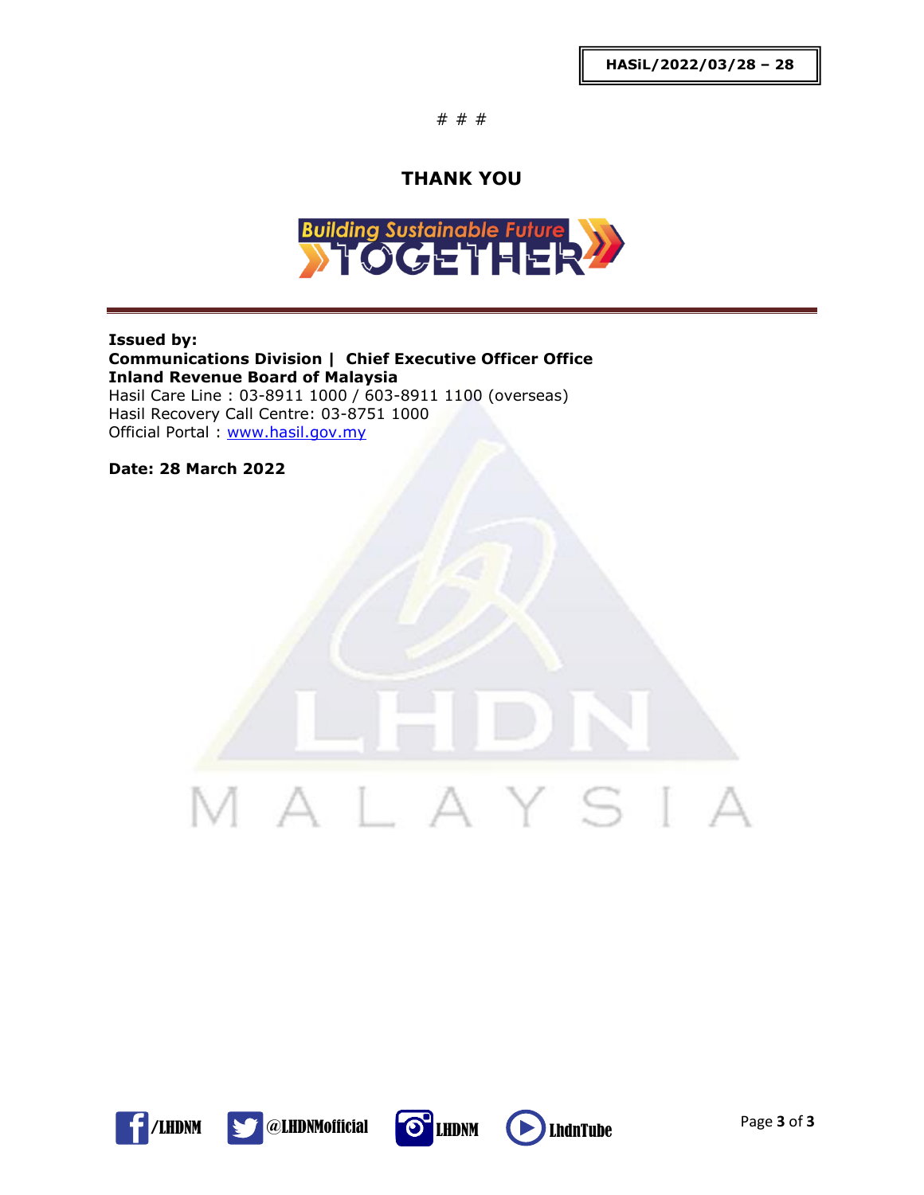# # #

**THANK YOU**

Building Sustainable Future TOGETHER

**Issued by:**
**Communications Division | Chief Executive Officer Office**
**Inland Revenue Board of Malaysia**
Hasil Care Line : 03-8911 1000 / 603-8911 1100 (overseas)
Hasil Recovery Call Centre: 03-8751 1000
Official Portal : www.hasil.gov.my

**Date: 28 March 2022**

/LHDNM @LHDNMofficial LHDNM LhdnTube